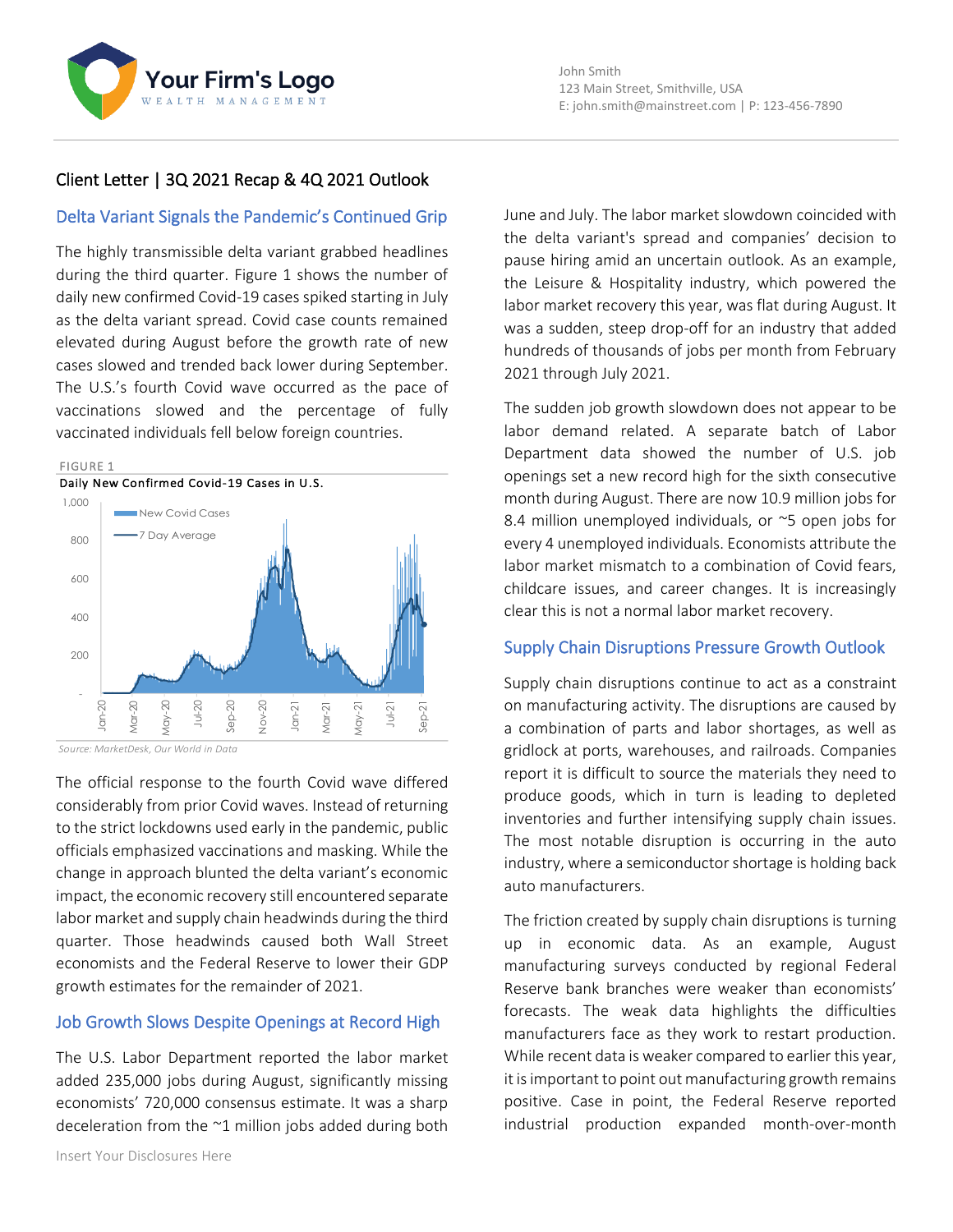Your Firm's Logo
WEALTH MANAGEMENT

John Smith
123 Main Street, Smithville, USA
E: john.smith@mainstreet.com | P: 123-456-7890

# Client Letter | 3Q 2021 Recap & 4Q 2021 Outlook

## Delta Variant Signals the Pandemic's Continued Grip

The highly transmissible delta variant grabbed headlines during the third quarter. Figure 1 shows the number of daily new confirmed Covid-19 cases spiked starting in July as the delta variant spread. Covid case counts remained elevated during August before the growth rate of new cases slowed and trended back lower during September. The U.S.'s fourth Covid wave occurred as the pace of vaccinations slowed and the percentage of fully vaccinated individuals fell below foreign countries.

FIGURE 1
Daily New Confirmed Covid-19 Cases in U.S.

1,000
800
600
400
200
-

New Covid Cases
7 Day Average

Jan-20 Mar-20 May-20 Jul-20 Sep-20 Nov-20 Jan-21 Mar-21 May-21 Jul-21 Sep-21

*Source: MarketDesk, Our World in Data*

The official response to the fourth Covid wave differed considerably from prior Covid waves. Instead of returning to the strict lockdowns used early in the pandemic, public officials emphasized vaccinations and masking. While the change in approach blunted the delta variant's economic impact, the economic recovery still encountered separate labor market and supply chain headwinds during the third quarter. Those headwinds caused both Wall Street economists and the Federal Reserve to lower their GDP growth estimates for the remainder of 2021.

## Job Growth Slows Despite Openings at Record High

The U.S. Labor Department reported the labor market added 235,000 jobs during August, significantly missing economists' 720,000 consensus estimate. It was a sharp deceleration from the ~1 million jobs added during both June and July. The labor market slowdown coincided with the delta variant's spread and companies' decision to pause hiring amid an uncertain outlook. As an example, the Leisure & Hospitality industry, which powered the labor market recovery this year, was flat during August. It was a sudden, steep drop-off for an industry that added hundreds of thousands of jobs per month from February 2021 through July 2021.

The sudden job growth slowdown does not appear to be labor demand related. A separate batch of Labor Department data showed the number of U.S. job openings set a new record high for the sixth consecutive month during August. There are now 10.9 million jobs for 8.4 million unemployed individuals, or ~5 open jobs for every 4 unemployed individuals. Economists attribute the labor market mismatch to a combination of Covid fears, childcare issues, and career changes. It is increasingly clear this is not a normal labor market recovery.

## Supply Chain Disruptions Pressure Growth Outlook

Supply chain disruptions continue to act as a constraint on manufacturing activity. The disruptions are caused by a combination of parts and labor shortages, as well as gridlock at ports, warehouses, and railroads. Companies report it is difficult to source the materials they need to produce goods, which in turn is leading to depleted inventories and further intensifying supply chain issues. The most notable disruption is occurring in the auto industry, where a semiconductor shortage is holding back auto manufacturers.

The friction created by supply chain disruptions is turning up in economic data. As an example, August manufacturing surveys conducted by regional Federal Reserve bank branches were weaker than economists' forecasts. The weak data highlights the difficulties manufacturers face as they work to restart production. While recent data is weaker compared to earlier this year, it is important to point out manufacturing growth remains positive. Case in point, the Federal Reserve reported industrial production expanded month-over-month

Insert Your Disclosures Here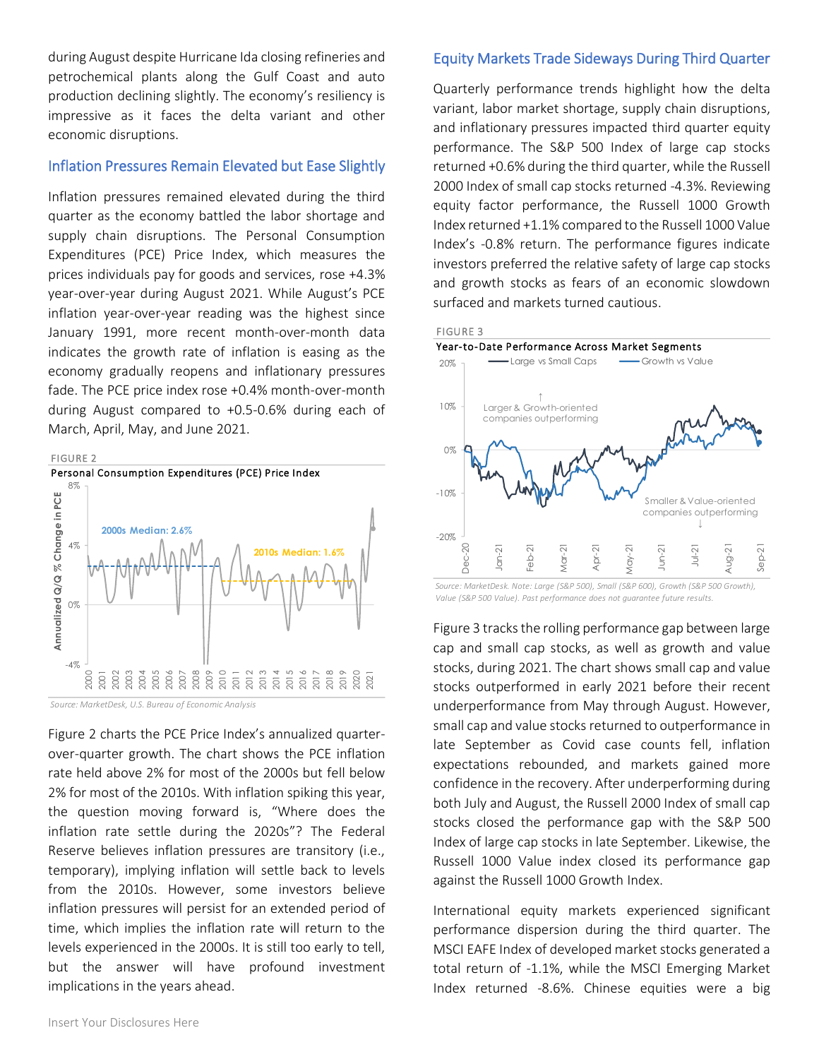during August despite Hurricane Ida closing refineries and petrochemical plants along the Gulf Coast and auto production declining slightly. The economy's resiliency is impressive as it faces the delta variant and other economic disruptions.

## Inflation Pressures Remain Elevated but Ease Slightly

Inflation pressures remained elevated during the third quarter as the economy battled the labor shortage and supply chain disruptions. The Personal Consumption Expenditures (PCE) Price Index, which measures the prices individuals pay for goods and services, rose +4.3% year-over-year during August 2021. While August's PCE inflation year-over-year reading was the highest since January 1991, more recent month-over-month data indicates the growth rate of inflation is easing as the economy gradually reopens and inflationary pressures fade. The PCE price index rose +0.4% month-over-month during August compared to +0.5-0.6% during each of March, April, May, and June 2021.

FIGURE 2

Personal Consumption Expenditures (PCE) Price Index

Annualized Q/Q % Change in PCE

8%
4%
0%
-4%

2000s Median: 2.6%

2010s Median: 1.6%

2000 2001 2002 2003 2004 2005 2006 2007 2008 2009 2010 2011 2012 2013 2014 2015 2016 2017 2018 2019 2020 2021

*Source: MarketDesk, U.S. Bureau of Economic Analysis*

Figure 2 charts the PCE Price Index's annualized quarter-over-quarter growth. The chart shows the PCE inflation rate held above 2% for most of the 2000s but fell below 2% for most of the 2010s. With inflation spiking this year, the question moving forward is, "Where does the inflation rate settle during the 2020s"? The Federal Reserve believes inflation pressures are transitory (i.e., temporary), implying inflation will settle back to levels from the 2010s. However, some investors believe inflation pressures will persist for an extended period of time, which implies the inflation rate will return to the levels experienced in the 2000s. It is still too early to tell, but the answer will have profound investment implications in the years ahead.

## Equity Markets Trade Sideways During Third Quarter

Quarterly performance trends highlight how the delta variant, labor market shortage, supply chain disruptions, and inflationary pressures impacted third quarter equity performance. The S&P 500 Index of large cap stocks returned +0.6% during the third quarter, while the Russell 2000 Index of small cap stocks returned -4.3%. Reviewing equity factor performance, the Russell 1000 Growth Index returned +1.1% compared to the Russell 1000 Value Index's -0.8% return. The performance figures indicate investors preferred the relative safety of large cap stocks and growth stocks as fears of an economic slowdown surfaced and markets turned cautious.

FIGURE 3

Year-to-Date Performance Across Market Segments

Large vs Small Caps — Growth vs Value

20%
10%
0%
-10%
-20%

↑ Larger & Growth-oriented companies outperforming

Smaller & Value-oriented companies outperforming ↓

Dec-20 Jan-21 Feb-21 Mar-21 Apr-21 May-21 Jun-21 Jul-21 Aug-21 Sep-21

*Source: MarketDesk. Note: Large (S&P 500), Small (S&P 600), Growth (S&P 500 Growth), Value (S&P 500 Value). Past performance does not guarantee future results.*

Figure 3 tracks the rolling performance gap between large cap and small cap stocks, as well as growth and value stocks, during 2021. The chart shows small cap and value stocks outperformed in early 2021 before their recent underperformance from May through August. However, small cap and value stocks returned to outperformance in late September as Covid case counts fell, inflation expectations rebounded, and markets gained more confidence in the recovery. After underperforming during both July and August, the Russell 2000 Index of small cap stocks closed the performance gap with the S&P 500 Index of large cap stocks in late September. Likewise, the Russell 1000 Value index closed its performance gap against the Russell 1000 Growth Index.

International equity markets experienced significant performance dispersion during the third quarter. The MSCI EAFE Index of developed market stocks generated a total return of -1.1%, while the MSCI Emerging Market Index returned -8.6%. Chinese equities were a big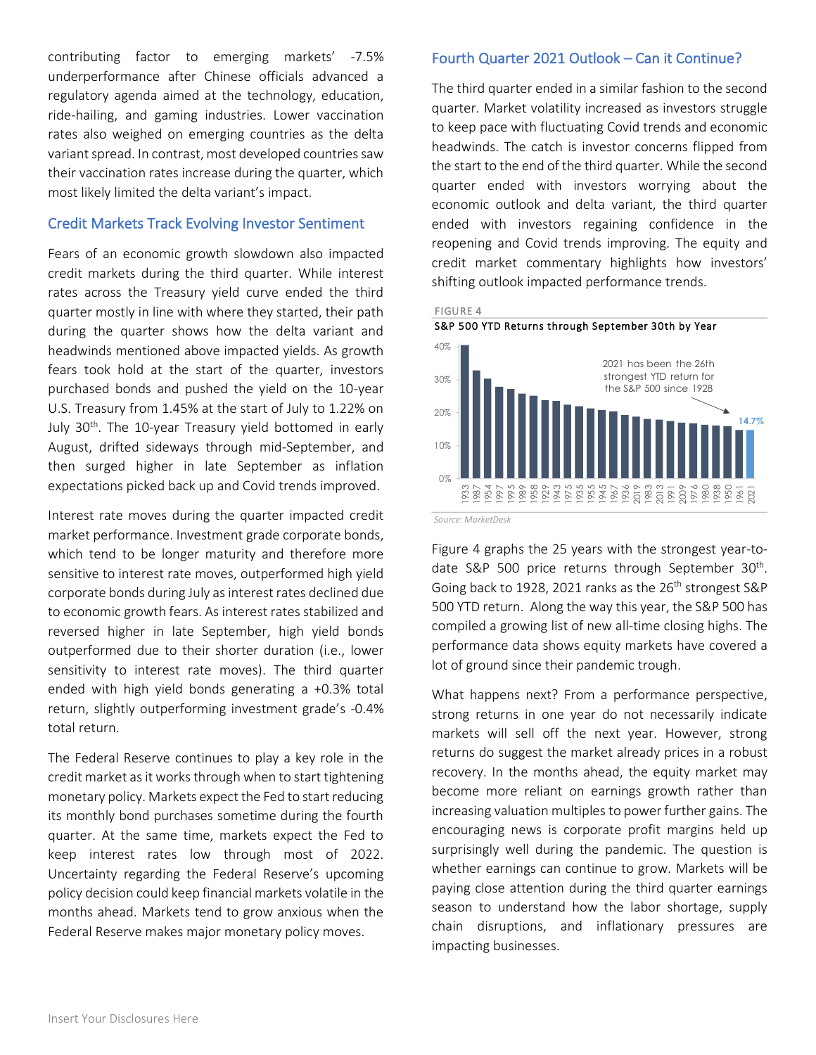contributing factor to emerging markets' -7.5% underperformance after Chinese officials advanced a regulatory agenda aimed at the technology, education, ride-hailing, and gaming industries. Lower vaccination rates also weighed on emerging countries as the delta variant spread. In contrast, most developed countries saw their vaccination rates increase during the quarter, which most likely limited the delta variant's impact.

## Credit Markets Track Evolving Investor Sentiment

Fears of an economic growth slowdown also impacted credit markets during the third quarter. While interest rates across the Treasury yield curve ended the third quarter mostly in line with where they started, their path during the quarter shows how the delta variant and headwinds mentioned above impacted yields. As growth fears took hold at the start of the quarter, investors purchased bonds and pushed the yield on the 10-year U.S. Treasury from 1.45% at the start of July to 1.22% on July 30th. The 10-year Treasury yield bottomed in early August, drifted sideways through mid-September, and then surged higher in late September as inflation expectations picked back up and Covid trends improved.

Interest rate moves during the quarter impacted credit market performance. Investment grade corporate bonds, which tend to be longer maturity and therefore more sensitive to interest rate moves, outperformed high yield corporate bonds during July as interest rates declined due to economic growth fears. As interest rates stabilized and reversed higher in late September, high yield bonds outperformed due to their shorter duration (i.e., lower sensitivity to interest rate moves). The third quarter ended with high yield bonds generating a +0.3% total return, slightly outperforming investment grade's -0.4% total return.

The Federal Reserve continues to play a key role in the credit market as it works through when to start tightening monetary policy. Markets expect the Fed to start reducing its monthly bond purchases sometime during the fourth quarter. At the same time, markets expect the Fed to keep interest rates low through most of 2022. Uncertainty regarding the Federal Reserve's upcoming policy decision could keep financial markets volatile in the months ahead. Markets tend to grow anxious when the Federal Reserve makes major monetary policy moves.

## Fourth Quarter 2021 Outlook – Can it Continue?

The third quarter ended in a similar fashion to the second quarter. Market volatility increased as investors struggle to keep pace with fluctuating Covid trends and economic headwinds. The catch is investor concerns flipped from the start to the end of the third quarter. While the second quarter ended with investors worrying about the economic outlook and delta variant, the third quarter ended with investors regaining confidence in the reopening and Covid trends improving. The equity and credit market commentary highlights how investors' shifting outlook impacted performance trends.

FIGURE 4

S&P 500 YTD Returns through September 30th by Year

40%
30%
20%
10%
0%

2021 has been the 26th strongest YTD return for the S&P 500 since 1928

14.7%

1933 1987 1954 1997 1995 1989 1958 1929 1943 1975 1935 1955 1945 1967 1936 2019 1983 2013 1991 2009 1976 1980 1938 1950 1961 2021

*Source: MarketDesk*

Figure 4 graphs the 25 years with the strongest year-to-date S&P 500 price returns through September 30th. Going back to 1928, 2021 ranks as the 26th strongest S&P 500 YTD return. Along the way this year, the S&P 500 has compiled a growing list of new all-time closing highs. The performance data shows equity markets have covered a lot of ground since their pandemic trough.

What happens next? From a performance perspective, strong returns in one year do not necessarily indicate markets will sell off the next year. However, strong returns do suggest the market already prices in a robust recovery. In the months ahead, the equity market may become more reliant on earnings growth rather than increasing valuation multiples to power further gains. The encouraging news is corporate profit margins held up surprisingly well during the pandemic. The question is whether earnings can continue to grow. Markets will be paying close attention during the third quarter earnings season to understand how the labor shortage, supply chain disruptions, and inflationary pressures are impacting businesses.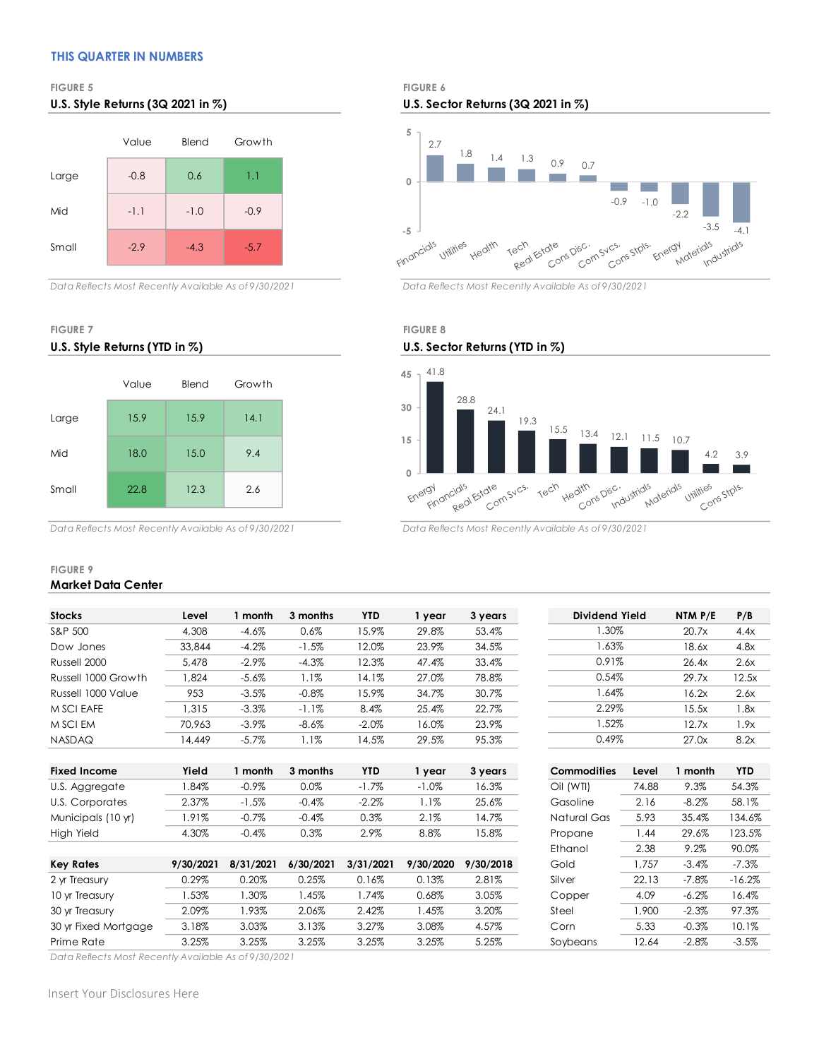## THIS QUARTER IN NUMBERS

FIGURE 5

**U.S. Style Returns (3Q 2021 in %)**

| | Value | Blend | Growth |
|---|---|---|---|
| Large | -0.8 | 0.6 | 1.1 |
| Mid | -1.1 | -1.0 | -0.9 |
| Small | -2.9 | -4.3 | -5.7 |

*Data Reflects Most Recently Available As of 9/30/2021*

FIGURE 6

**U.S. Sector Returns (3Q 2021 in %)**

5
0
-5

2.7 Financials
1.8 Utilities
1.4 Health
1.3 Tech
0.9 Real Estate
0.7 Cons Disc.
-0.9 Com Svcs.
-1.0 Cons Stpls.
-2.2 Energy
-3.5 Materials
-4.1 Industrials

*Data Reflects Most Recently Available As of 9/30/2021*

FIGURE 7

**U.S. Style Returns (YTD in %)**

| | Value | Blend | Growth |
|---|---|---|---|
| Large | 15.9 | 15.9 | 14.1 |
| Mid | 18.0 | 15.0 | 9.4 |
| Small | 22.8 | 12.3 | 2.6 |

*Data Reflects Most Recently Available As of 9/30/2021*

FIGURE 8

**U.S. Sector Returns (YTD in %)**

45
30
15
0

41.8 Energy
28.8 Financials
24.1 Real Estate
19.3 Com Svcs.
15.5 Tech
13.4 Health
12.1 Cons Disc.
11.5 Industrials
10.7 Materials
4.2 Utilities
3.9 Cons Stpls.

*Data Reflects Most Recently Available As of 9/30/2021*

FIGURE 9

**Market Data Center**

| Stocks | Level | 1 month | 3 months | YTD | 1 year | 3 years |
|---|---|---|---|---|---|---|
| S&P 500 | 4,308 | -4.6% | 0.6% | 15.9% | 29.8% | 53.4% |
| Dow Jones | 33,844 | -4.2% | -1.5% | 12.0% | 23.9% | 34.5% |
| Russell 2000 | 5,478 | -2.9% | -4.3% | 12.3% | 47.4% | 33.4% |
| Russell 1000 Growth | 1,824 | -5.6% | 1.1% | 14.1% | 27.0% | 78.8% |
| Russell 1000 Value | 953 | -3.5% | -0.8% | 15.9% | 34.7% | 30.7% |
| MSCI EAFE | 1,315 | -3.3% | -1.1% | 8.4% | 25.4% | 22.7% |
| MSCI EM | 70,963 | -3.9% | -8.6% | -2.0% | 16.0% | 23.9% |
| NASDAQ | 14,449 | -5.7% | 1.1% | 14.5% | 29.5% | 95.3% |

| Dividend Yield | NTM P/E | P/B |
|---|---|---|
| 1.30% | 20.7x | 4.4x |
| 1.63% | 18.6x | 4.8x |
| 0.91% | 26.4x | 2.6x |
| 0.54% | 29.7x | 12.5x |
| 1.64% | 16.2x | 2.6x |
| 2.29% | 15.5x | 1.8x |
| 1.52% | 12.7x | 1.9x |
| 0.49% | 27.0x | 8.2x |

| Fixed Income | Yield | 1 month | 3 months | YTD | 1 year | 3 years |
|---|---|---|---|---|---|---|
| U.S. Aggregate | 1.84% | -0.9% | 0.0% | -1.7% | -1.0% | 16.3% |
| U.S. Corporates | 2.37% | -1.5% | -0.4% | -2.2% | 1.1% | 25.6% |
| Municipals (10 yr) | 1.91% | -0.7% | -0.4% | 0.3% | 2.1% | 14.7% |
| High Yield | 4.30% | -0.4% | 0.3% | 2.9% | 8.8% | 15.8% |

| Key Rates | 9/30/2021 | 8/31/2021 | 6/30/2021 | 3/31/2021 | 9/30/2020 | 9/30/2018 |
|---|---|---|---|---|---|---|
| 2 yr Treasury | 0.29% | 0.20% | 0.25% | 0.16% | 0.13% | 2.81% |
| 10 yr Treasury | 1.53% | 1.30% | 1.45% | 1.74% | 0.68% | 3.05% |
| 30 yr Treasury | 2.09% | 1.93% | 2.06% | 2.42% | 1.45% | 3.20% |
| 30 yr Fixed Mortgage | 3.18% | 3.03% | 3.13% | 3.27% | 3.08% | 4.57% |
| Prime Rate | 3.25% | 3.25% | 3.25% | 3.25% | 3.25% | 5.25% |

| Commodities | Level | 1 month | YTD |
|---|---|---|---|
| Oil (WTI) | 74.88 | 9.3% | 54.3% |
| Gasoline | 2.16 | -8.2% | 58.1% |
| Natural Gas | 5.93 | 35.4% | 134.6% |
| Propane | 1.44 | 29.6% | 123.5% |
| Ethanol | 2.38 | 9.2% | 90.0% |
| Gold | 1,757 | -3.4% | -7.3% |
| Silver | 22.13 | -7.8% | -16.2% |
| Copper | 4.09 | -6.2% | 16.4% |
| Steel | 1,900 | -2.3% | 97.3% |
| Corn | 5.33 | -0.3% | 10.1% |
| Soybeans | 12.64 | -2.8% | -3.5% |

*Data Reflects Most Recently Available As of 9/30/2021*

Insert Your Disclosures Here